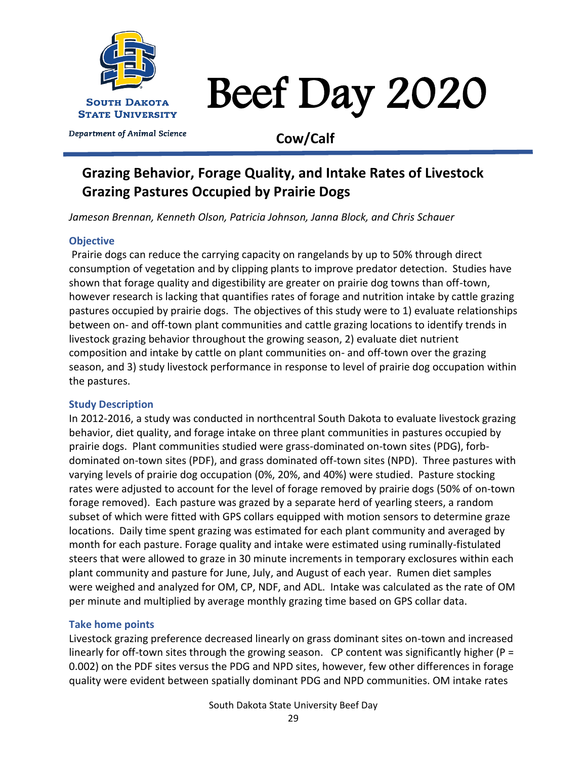# Beef Day 2020

**Cow/Calf**

## Grazing Behavior, Forage Quality, and Intake Rates of Livestock Grazing Pastures Occupied by Prairie Dogs

*Jameson Brennan, Kenneth Olson, Patricia Johnson, Janna Block, and Chris Schauer*

### Objective

Prairie dogs can reduce the carrying capacity on rangelands by up to 50% through direct consumption of vegetation and by clipping plants to improve predator detection. Studies have shown that forage quality and digestibility are greater on prairie dog towns than off-town, however research is lacking that quantifies rates of forage and nutrition intake by cattle grazing pastures occupied by prairie dogs. The objectives of this study were to 1) evaluate relationships between on- and off-town plant communities and cattle grazing locations to identify trends in livestock grazing behavior throughout the growing season, 2) evaluate diet nutrient composition and intake by cattle on plant communities on- and off-town over the grazing season, and 3) study livestock performance in response to level of prairie dog occupation within the pastures.

### Study Description

In 2012-2016, a study was conducted in northcentral South Dakota to evaluate livestock grazing behavior, diet quality, and forage intake on three plant communities in pastures occupied by prairie dogs. Plant communities studied were grass-dominated on-town sites (PDG), forb-dominated on-town sites (PDF), and grass dominated off-town sites (NPD). Three pastures with varying levels of prairie dog occupation (0%, 20%, and 40%) were studied. Pasture stocking rates were adjusted to account for the level of forage removed by prairie dogs (50% of on-town forage removed). Each pasture was grazed by a separate herd of yearling steers, a random subset of which were fitted with GPS collars equipped with motion sensors to determine graze locations. Daily time spent grazing was estimated for each plant community and averaged by month for each pasture. Forage quality and intake were estimated using ruminally-fistulated steers that were allowed to graze in 30 minute increments in temporary exclosures within each plant community and pasture for June, July, and August of each year. Rumen diet samples were weighed and analyzed for OM, CP, NDF, and ADL. Intake was calculated as the rate of OM per minute and multiplied by average monthly grazing time based on GPS collar data.

### Take home points

Livestock grazing preference decreased linearly on grass dominant sites on-town and increased linearly for off-town sites through the growing season. CP content was significantly higher ($P = 0.002$) on the PDF sites versus the PDG and NPD sites, however, few other differences in forage quality were evident between spatially dominant PDG and NPD communities. OM intake rates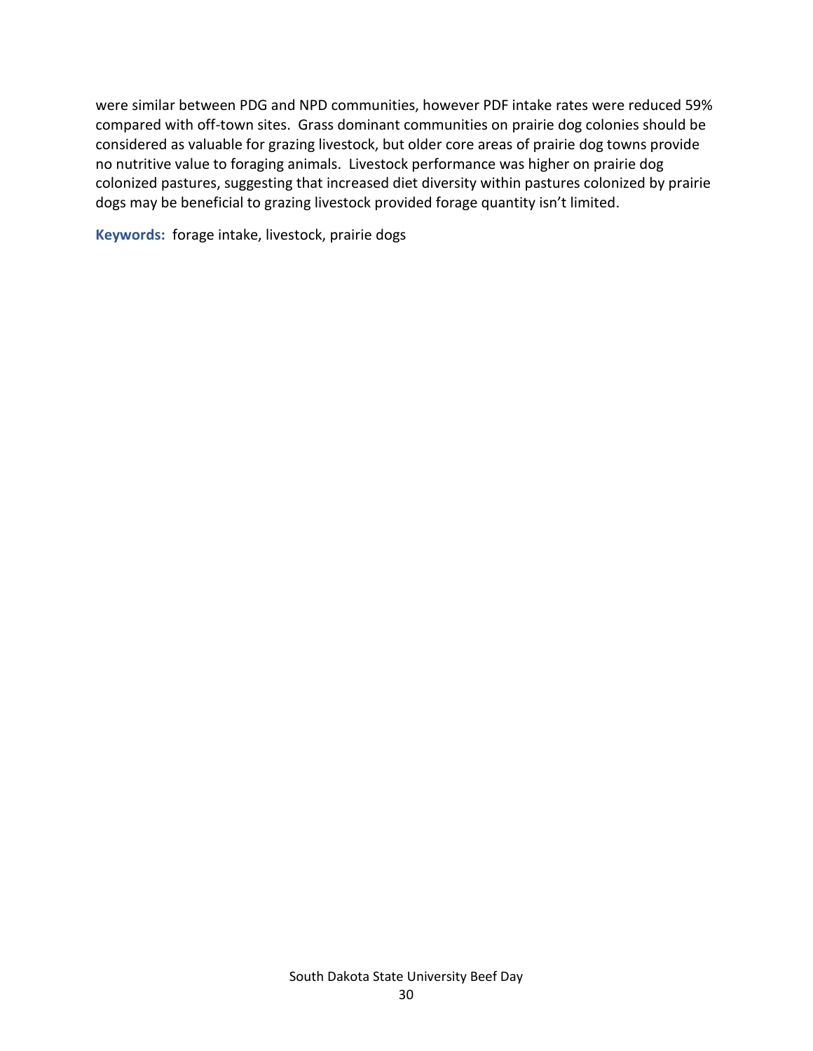were similar between PDG and NPD communities, however PDF intake rates were reduced 59% compared with off-town sites. Grass dominant communities on prairie dog colonies should be considered as valuable for grazing livestock, but older core areas of prairie dog towns provide no nutritive value to foraging animals. Livestock performance was higher on prairie dog colonized pastures, suggesting that increased diet diversity within pastures colonized by prairie dogs may be beneficial to grazing livestock provided forage quantity isn't limited.

**Keywords:** forage intake, livestock, prairie dogs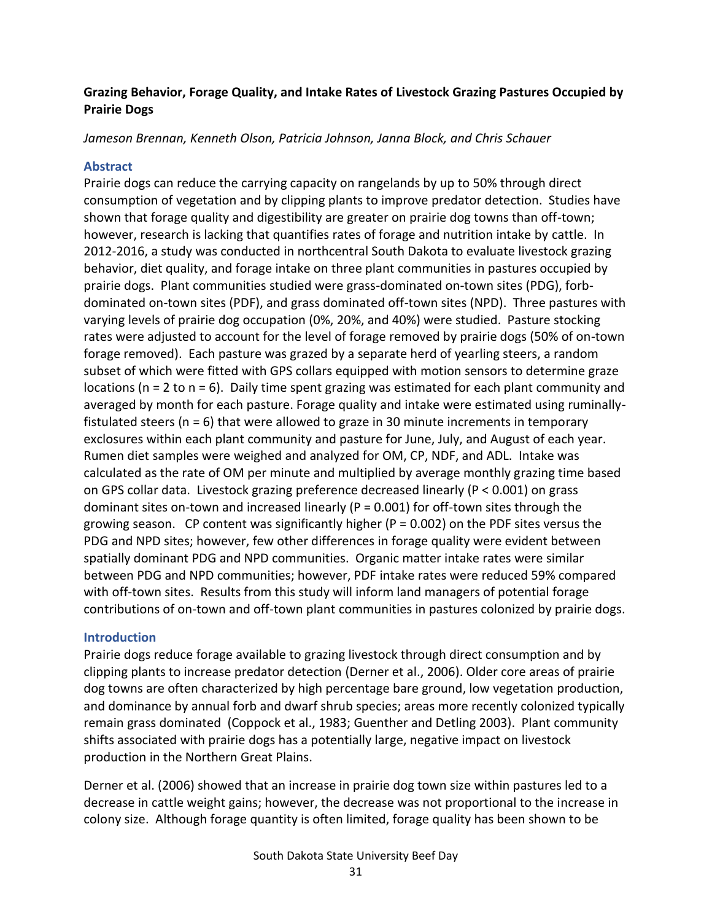**Grazing Behavior, Forage Quality, and Intake Rates of Livestock Grazing Pastures Occupied by Prairie Dogs**

*Jameson Brennan, Kenneth Olson, Patricia Johnson, Janna Block, and Chris Schauer*

## Abstract

Prairie dogs can reduce the carrying capacity on rangelands by up to 50% through direct consumption of vegetation and by clipping plants to improve predator detection. Studies have shown that forage quality and digestibility are greater on prairie dog towns than off-town; however, research is lacking that quantifies rates of forage and nutrition intake by cattle. In 2012-2016, a study was conducted in northcentral South Dakota to evaluate livestock grazing behavior, diet quality, and forage intake on three plant communities in pastures occupied by prairie dogs. Plant communities studied were grass-dominated on-town sites (PDG), forb-dominated on-town sites (PDF), and grass dominated off-town sites (NPD). Three pastures with varying levels of prairie dog occupation (0%, 20%, and 40%) were studied. Pasture stocking rates were adjusted to account for the level of forage removed by prairie dogs (50% of on-town forage removed). Each pasture was grazed by a separate herd of yearling steers, a random subset of which were fitted with GPS collars equipped with motion sensors to determine graze locations ($n = 2$ to $n = 6$). Daily time spent grazing was estimated for each plant community and averaged by month for each pasture. Forage quality and intake were estimated using ruminally-fistulated steers ($n = 6$) that were allowed to graze in 30 minute increments in temporary exclosures within each plant community and pasture for June, July, and August of each year. Rumen diet samples were weighed and analyzed for OM, CP, NDF, and ADL. Intake was calculated as the rate of OM per minute and multiplied by average monthly grazing time based on GPS collar data. Livestock grazing preference decreased linearly ($P < 0.001$) on grass dominant sites on-town and increased linearly ($P = 0.001$) for off-town sites through the growing season. CP content was significantly higher ($P = 0.002$) on the PDF sites versus the PDG and NPD sites; however, few other differences in forage quality were evident between spatially dominant PDG and NPD communities. Organic matter intake rates were similar between PDG and NPD communities; however, PDF intake rates were reduced 59% compared with off-town sites. Results from this study will inform land managers of potential forage contributions of on-town and off-town plant communities in pastures colonized by prairie dogs.

## Introduction

Prairie dogs reduce forage available to grazing livestock through direct consumption and by clipping plants to increase predator detection (Derner et al., 2006). Older core areas of prairie dog towns are often characterized by high percentage bare ground, low vegetation production, and dominance by annual forb and dwarf shrub species; areas more recently colonized typically remain grass dominated (Coppock et al., 1983; Guenther and Detling 2003). Plant community shifts associated with prairie dogs has a potentially large, negative impact on livestock production in the Northern Great Plains.

Derner et al. (2006) showed that an increase in prairie dog town size within pastures led to a decrease in cattle weight gains; however, the decrease was not proportional to the increase in colony size. Although forage quantity is often limited, forage quality has been shown to be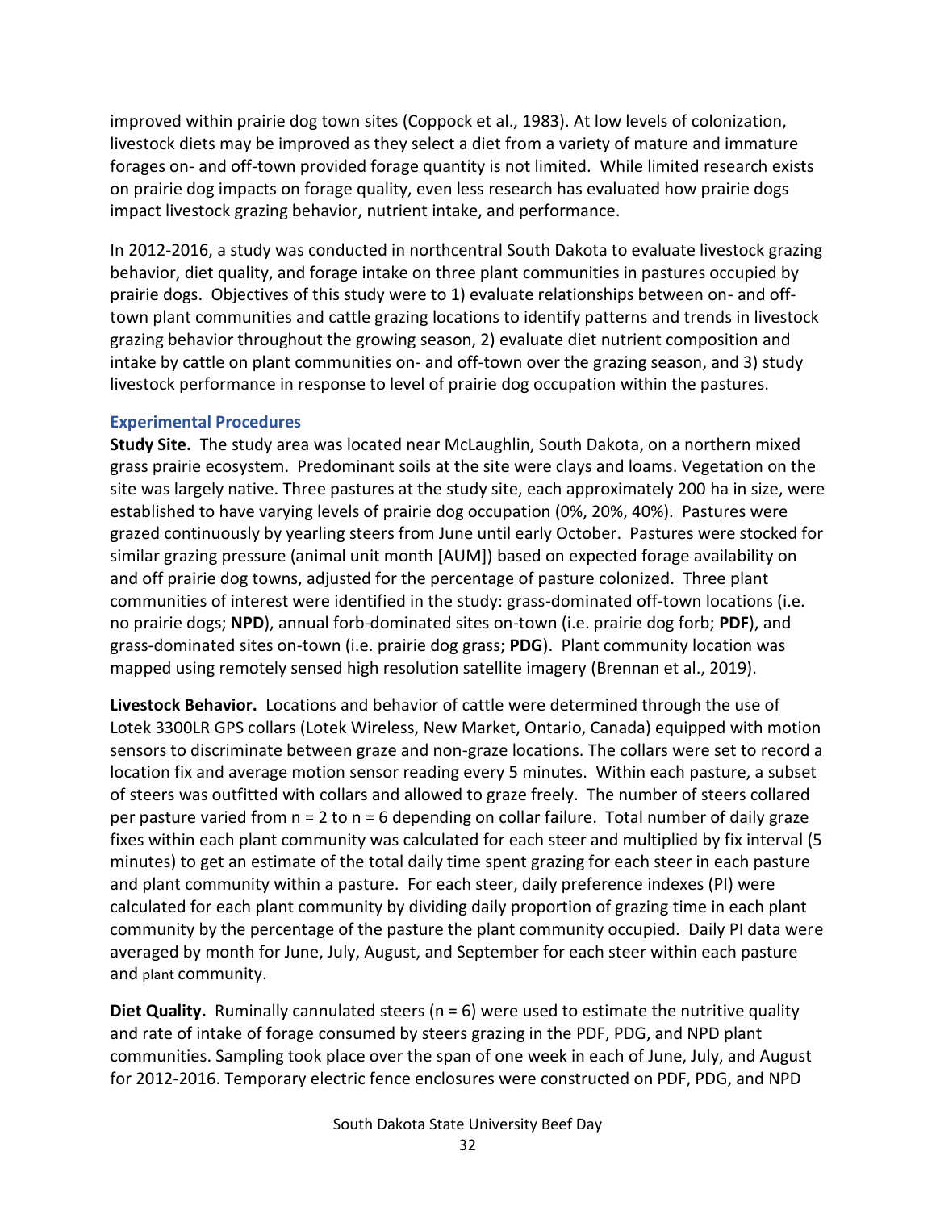improved within prairie dog town sites (Coppock et al., 1983). At low levels of colonization, livestock diets may be improved as they select a diet from a variety of mature and immature forages on- and off-town provided forage quantity is not limited. While limited research exists on prairie dog impacts on forage quality, even less research has evaluated how prairie dogs impact livestock grazing behavior, nutrient intake, and performance.

In 2012-2016, a study was conducted in northcentral South Dakota to evaluate livestock grazing behavior, diet quality, and forage intake on three plant communities in pastures occupied by prairie dogs. Objectives of this study were to 1) evaluate relationships between on- and off-town plant communities and cattle grazing locations to identify patterns and trends in livestock grazing behavior throughout the growing season, 2) evaluate diet nutrient composition and intake by cattle on plant communities on- and off-town over the grazing season, and 3) study livestock performance in response to level of prairie dog occupation within the pastures.

## Experimental Procedures

**Study Site.** The study area was located near McLaughlin, South Dakota, on a northern mixed grass prairie ecosystem. Predominant soils at the site were clays and loams. Vegetation on the site was largely native. Three pastures at the study site, each approximately 200 ha in size, were established to have varying levels of prairie dog occupation (0%, 20%, 40%). Pastures were grazed continuously by yearling steers from June until early October. Pastures were stocked for similar grazing pressure (animal unit month [AUM]) based on expected forage availability on and off prairie dog towns, adjusted for the percentage of pasture colonized. Three plant communities of interest were identified in the study: grass-dominated off-town locations (i.e. no prairie dogs; **NPD**), annual forb-dominated sites on-town (i.e. prairie dog forb; **PDF**), and grass-dominated sites on-town (i.e. prairie dog grass; **PDG**). Plant community location was mapped using remotely sensed high resolution satellite imagery (Brennan et al., 2019).

**Livestock Behavior.** Locations and behavior of cattle were determined through the use of Lotek 3300LR GPS collars (Lotek Wireless, New Market, Ontario, Canada) equipped with motion sensors to discriminate between graze and non-graze locations. The collars were set to record a location fix and average motion sensor reading every 5 minutes. Within each pasture, a subset of steers was outfitted with collars and allowed to graze freely. The number of steers collared per pasture varied from n = 2 to n = 6 depending on collar failure. Total number of daily graze fixes within each plant community was calculated for each steer and multiplied by fix interval (5 minutes) to get an estimate of the total daily time spent grazing for each steer in each pasture and plant community within a pasture. For each steer, daily preference indexes (PI) were calculated for each plant community by dividing daily proportion of grazing time in each plant community by the percentage of the pasture the plant community occupied. Daily PI data were averaged by month for June, July, August, and September for each steer within each pasture and plant community.

**Diet Quality.** Ruminally cannulated steers (n = 6) were used to estimate the nutritive quality and rate of intake of forage consumed by steers grazing in the PDF, PDG, and NPD plant communities. Sampling took place over the span of one week in each of June, July, and August for 2012-2016. Temporary electric fence enclosures were constructed on PDF, PDG, and NPD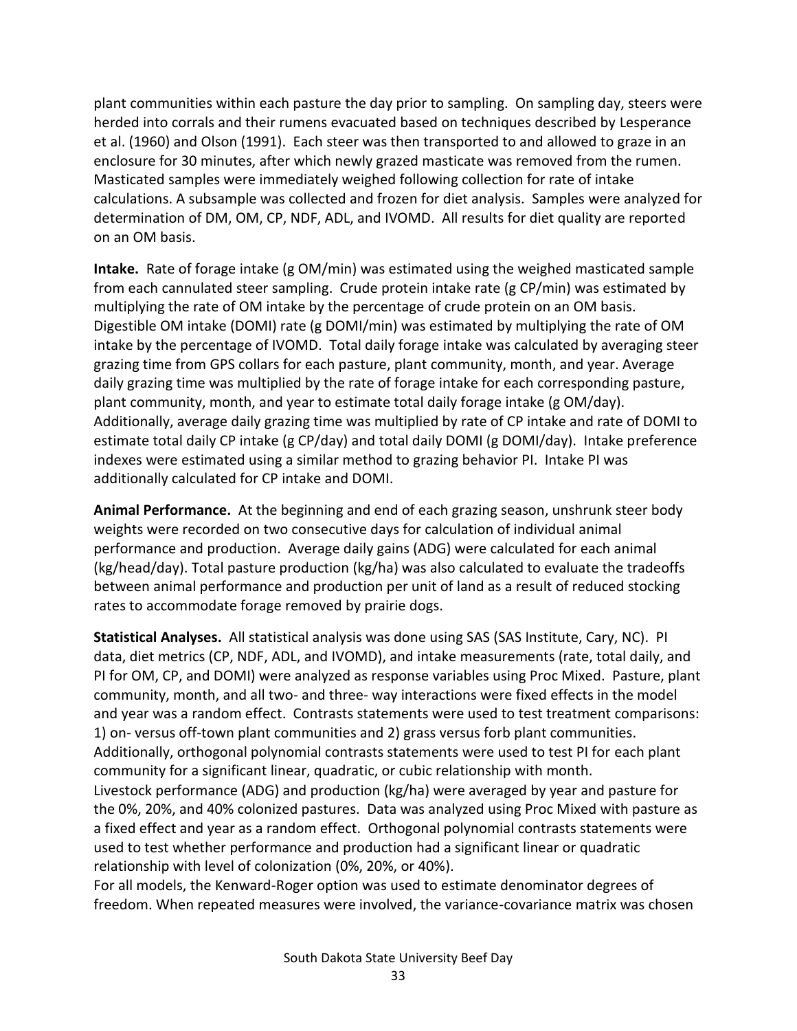plant communities within each pasture the day prior to sampling. On sampling day, steers were herded into corrals and their rumens evacuated based on techniques described by Lesperance et al. (1960) and Olson (1991). Each steer was then transported to and allowed to graze in an enclosure for 30 minutes, after which newly grazed masticate was removed from the rumen. Masticated samples were immediately weighed following collection for rate of intake calculations. A subsample was collected and frozen for diet analysis. Samples were analyzed for determination of DM, OM, CP, NDF, ADL, and IVOMD. All results for diet quality are reported on an OM basis.

**Intake.** Rate of forage intake (g OM/min) was estimated using the weighed masticated sample from each cannulated steer sampling. Crude protein intake rate (g CP/min) was estimated by multiplying the rate of OM intake by the percentage of crude protein on an OM basis. Digestible OM intake (DOMI) rate (g DOMI/min) was estimated by multiplying the rate of OM intake by the percentage of IVOMD. Total daily forage intake was calculated by averaging steer grazing time from GPS collars for each pasture, plant community, month, and year. Average daily grazing time was multiplied by the rate of forage intake for each corresponding pasture, plant community, month, and year to estimate total daily forage intake (g OM/day). Additionally, average daily grazing time was multiplied by rate of CP intake and rate of DOMI to estimate total daily CP intake (g CP/day) and total daily DOMI (g DOMI/day). Intake preference indexes were estimated using a similar method to grazing behavior PI. Intake PI was additionally calculated for CP intake and DOMI.

**Animal Performance.** At the beginning and end of each grazing season, unshrunk steer body weights were recorded on two consecutive days for calculation of individual animal performance and production. Average daily gains (ADG) were calculated for each animal (kg/head/day). Total pasture production (kg/ha) was also calculated to evaluate the tradeoffs between animal performance and production per unit of land as a result of reduced stocking rates to accommodate forage removed by prairie dogs.

**Statistical Analyses.** All statistical analysis was done using SAS (SAS Institute, Cary, NC). PI data, diet metrics (CP, NDF, ADL, and IVOMD), and intake measurements (rate, total daily, and PI for OM, CP, and DOMI) were analyzed as response variables using Proc Mixed. Pasture, plant community, month, and all two- and three- way interactions were fixed effects in the model and year was a random effect. Contrasts statements were used to test treatment comparisons: 1) on- versus off-town plant communities and 2) grass versus forb plant communities. Additionally, orthogonal polynomial contrasts statements were used to test PI for each plant community for a significant linear, quadratic, or cubic relationship with month.
Livestock performance (ADG) and production (kg/ha) were averaged by year and pasture for the 0%, 20%, and 40% colonized pastures. Data was analyzed using Proc Mixed with pasture as a fixed effect and year as a random effect. Orthogonal polynomial contrasts statements were used to test whether performance and production had a significant linear or quadratic relationship with level of colonization (0%, 20%, or 40%).
For all models, the Kenward-Roger option was used to estimate denominator degrees of freedom. When repeated measures were involved, the variance-covariance matrix was chosen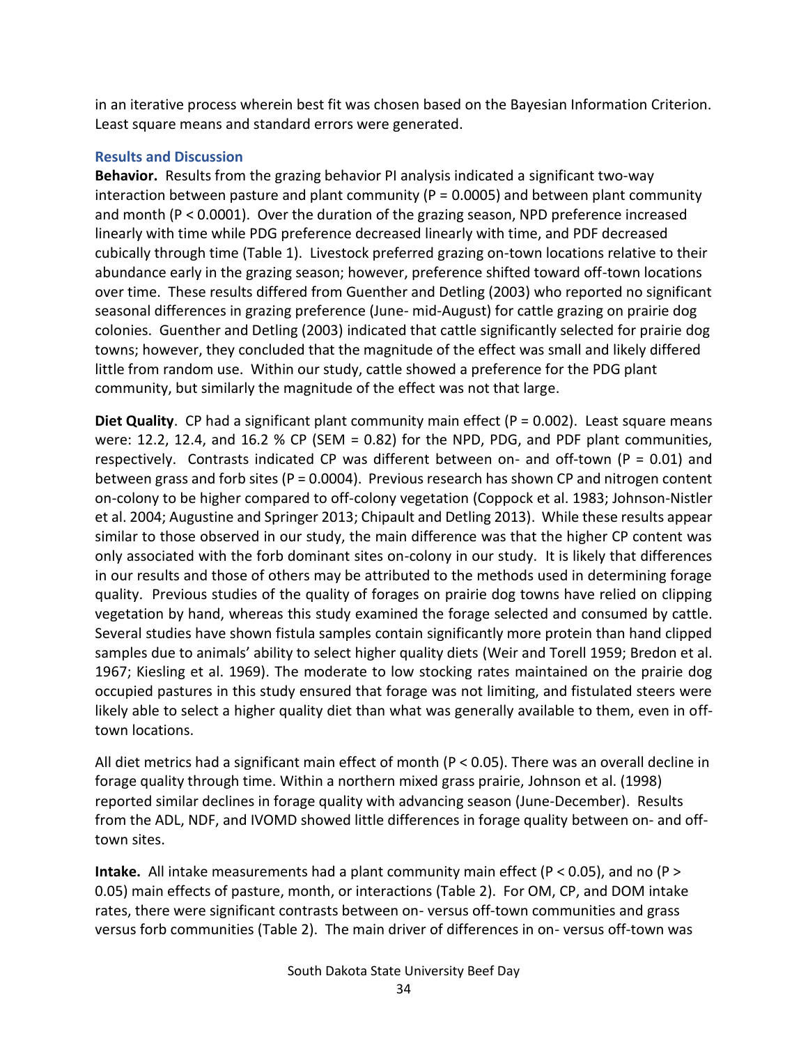in an iterative process wherein best fit was chosen based on the Bayesian Information Criterion. Least square means and standard errors were generated.

## Results and Discussion

**Behavior.** Results from the grazing behavior PI analysis indicated a significant two-way interaction between pasture and plant community ($P = 0.0005$) and between plant community and month ($P < 0.0001$). Over the duration of the grazing season, NPD preference increased linearly with time while PDG preference decreased linearly with time, and PDF decreased cubically through time (Table 1). Livestock preferred grazing on-town locations relative to their abundance early in the grazing season; however, preference shifted toward off-town locations over time. These results differed from Guenther and Detling (2003) who reported no significant seasonal differences in grazing preference (June- mid-August) for cattle grazing on prairie dog colonies. Guenther and Detling (2003) indicated that cattle significantly selected for prairie dog towns; however, they concluded that the magnitude of the effect was small and likely differed little from random use. Within our study, cattle showed a preference for the PDG plant community, but similarly the magnitude of the effect was not that large.

**Diet Quality**. CP had a significant plant community main effect ($P = 0.002$). Least square means were: 12.2, 12.4, and 16.2 % CP (SEM = 0.82) for the NPD, PDG, and PDF plant communities, respectively. Contrasts indicated CP was different between on- and off-town ($P = 0.01$) and between grass and forb sites ($P = 0.0004$). Previous research has shown CP and nitrogen content on-colony to be higher compared to off-colony vegetation (Coppock et al. 1983; Johnson-Nistler et al. 2004; Augustine and Springer 2013; Chipault and Detling 2013). While these results appear similar to those observed in our study, the main difference was that the higher CP content was only associated with the forb dominant sites on-colony in our study. It is likely that differences in our results and those of others may be attributed to the methods used in determining forage quality. Previous studies of the quality of forages on prairie dog towns have relied on clipping vegetation by hand, whereas this study examined the forage selected and consumed by cattle. Several studies have shown fistula samples contain significantly more protein than hand clipped samples due to animals' ability to select higher quality diets (Weir and Torell 1959; Bredon et al. 1967; Kiesling et al. 1969). The moderate to low stocking rates maintained on the prairie dog occupied pastures in this study ensured that forage was not limiting, and fistulated steers were likely able to select a higher quality diet than what was generally available to them, even in off-town locations.

All diet metrics had a significant main effect of month ($P < 0.05$). There was an overall decline in forage quality through time. Within a northern mixed grass prairie, Johnson et al. (1998) reported similar declines in forage quality with advancing season (June-December). Results from the ADL, NDF, and IVOMD showed little differences in forage quality between on- and off-town sites.

**Intake.** All intake measurements had a plant community main effect ($P < 0.05$), and no ($P > 0.05$) main effects of pasture, month, or interactions (Table 2). For OM, CP, and DOM intake rates, there were significant contrasts between on- versus off-town communities and grass versus forb communities (Table 2). The main driver of differences in on- versus off-town was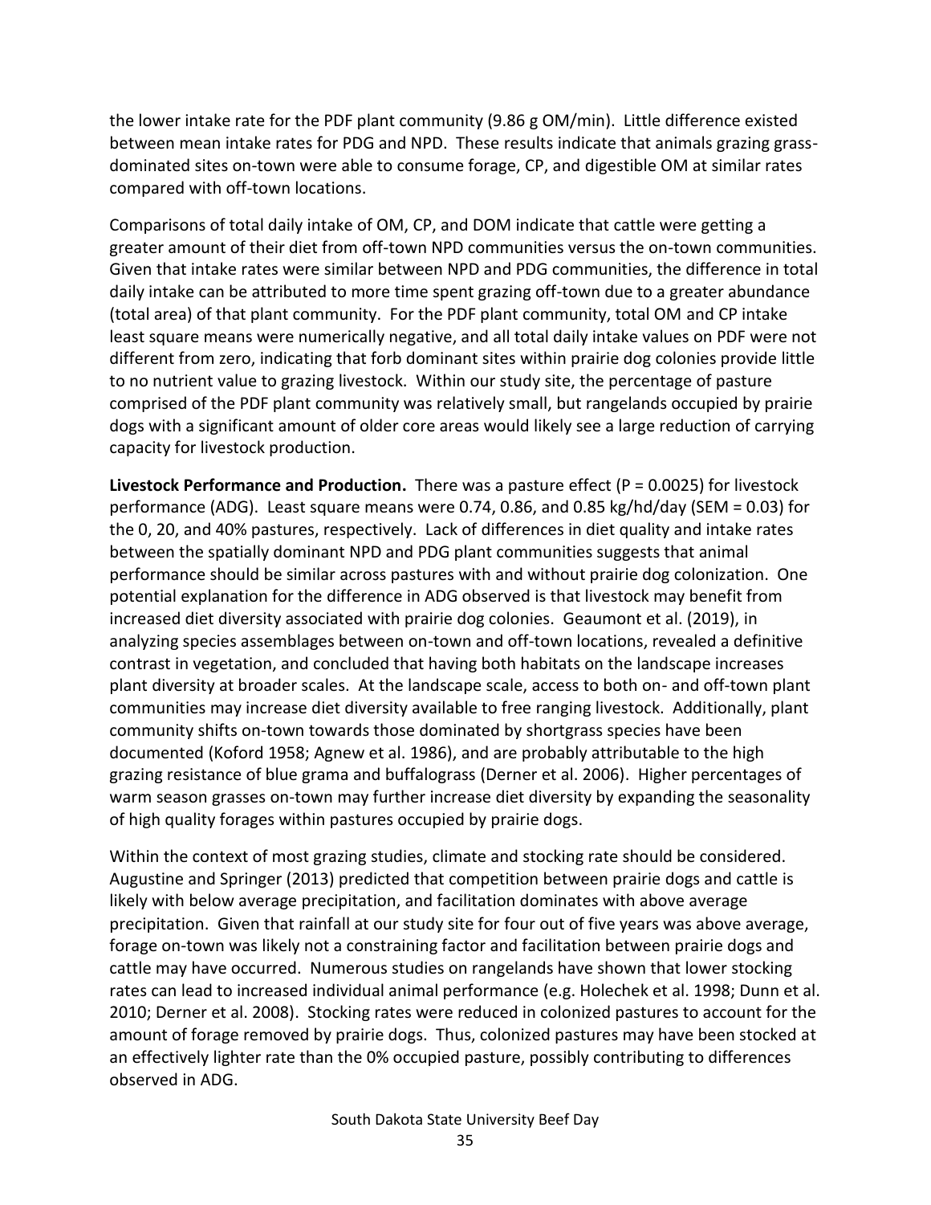the lower intake rate for the PDF plant community (9.86 g OM/min). Little difference existed between mean intake rates for PDG and NPD. These results indicate that animals grazing grass-dominated sites on-town were able to consume forage, CP, and digestible OM at similar rates compared with off-town locations.

Comparisons of total daily intake of OM, CP, and DOM indicate that cattle were getting a greater amount of their diet from off-town NPD communities versus the on-town communities. Given that intake rates were similar between NPD and PDG communities, the difference in total daily intake can be attributed to more time spent grazing off-town due to a greater abundance (total area) of that plant community. For the PDF plant community, total OM and CP intake least square means were numerically negative, and all total daily intake values on PDF were not different from zero, indicating that forb dominant sites within prairie dog colonies provide little to no nutrient value to grazing livestock. Within our study site, the percentage of pasture comprised of the PDF plant community was relatively small, but rangelands occupied by prairie dogs with a significant amount of older core areas would likely see a large reduction of carrying capacity for livestock production.

**Livestock Performance and Production.** There was a pasture effect ($P = 0.0025$) for livestock performance (ADG). Least square means were 0.74, 0.86, and 0.85 kg/hd/day (SEM = 0.03) for the 0, 20, and 40% pastures, respectively. Lack of differences in diet quality and intake rates between the spatially dominant NPD and PDG plant communities suggests that animal performance should be similar across pastures with and without prairie dog colonization. One potential explanation for the difference in ADG observed is that livestock may benefit from increased diet diversity associated with prairie dog colonies. Geaumont et al. (2019), in analyzing species assemblages between on-town and off-town locations, revealed a definitive contrast in vegetation, and concluded that having both habitats on the landscape increases plant diversity at broader scales. At the landscape scale, access to both on- and off-town plant communities may increase diet diversity available to free ranging livestock. Additionally, plant community shifts on-town towards those dominated by shortgrass species have been documented (Koford 1958; Agnew et al. 1986), and are probably attributable to the high grazing resistance of blue grama and buffalograss (Derner et al. 2006). Higher percentages of warm season grasses on-town may further increase diet diversity by expanding the seasonality of high quality forages within pastures occupied by prairie dogs.

Within the context of most grazing studies, climate and stocking rate should be considered. Augustine and Springer (2013) predicted that competition between prairie dogs and cattle is likely with below average precipitation, and facilitation dominates with above average precipitation. Given that rainfall at our study site for four out of five years was above average, forage on-town was likely not a constraining factor and facilitation between prairie dogs and cattle may have occurred. Numerous studies on rangelands have shown that lower stocking rates can lead to increased individual animal performance (e.g. Holechek et al. 1998; Dunn et al. 2010; Derner et al. 2008). Stocking rates were reduced in colonized pastures to account for the amount of forage removed by prairie dogs. Thus, colonized pastures may have been stocked at an effectively lighter rate than the 0% occupied pasture, possibly contributing to differences observed in ADG.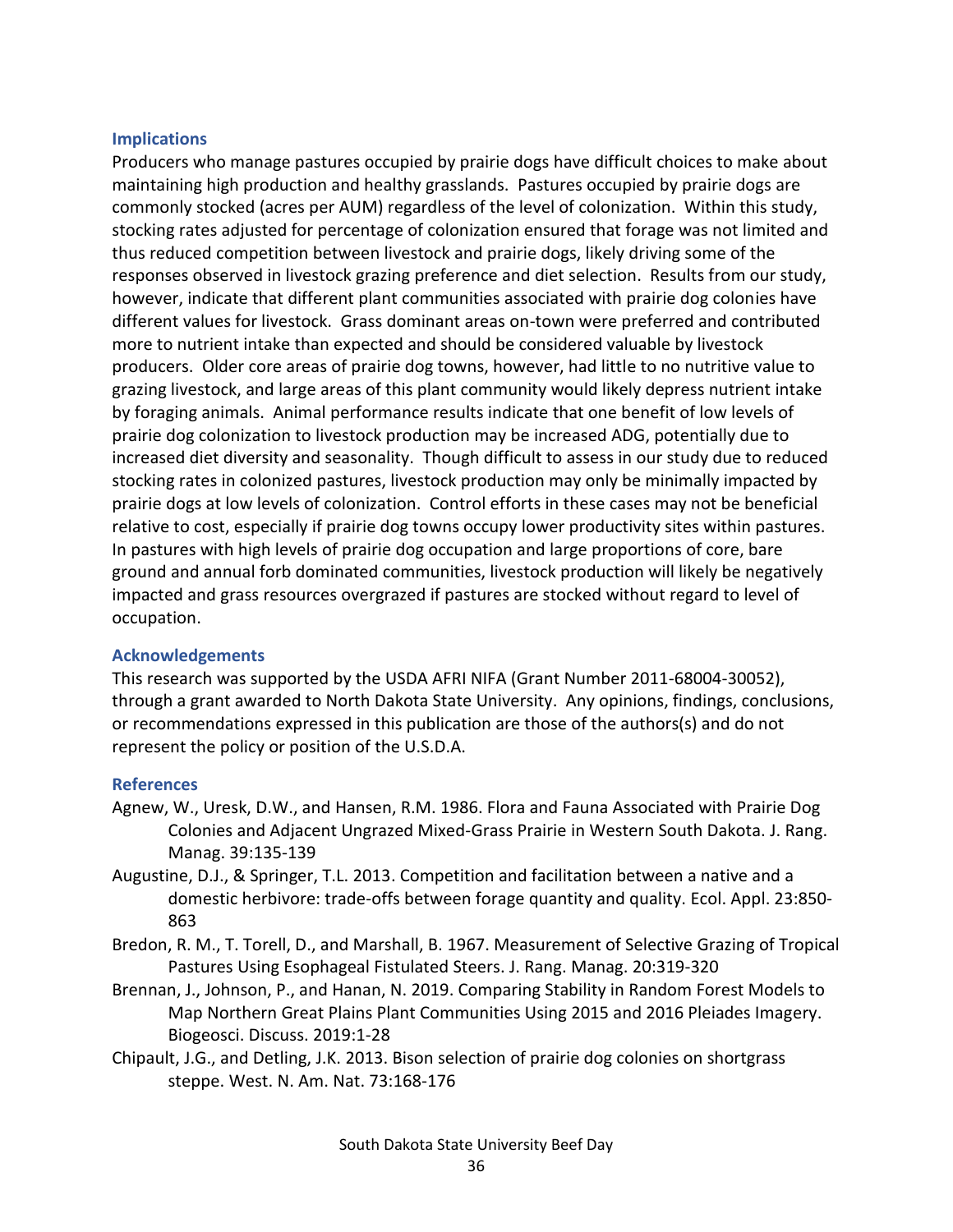## Implications

Producers who manage pastures occupied by prairie dogs have difficult choices to make about maintaining high production and healthy grasslands. Pastures occupied by prairie dogs are commonly stocked (acres per AUM) regardless of the level of colonization. Within this study, stocking rates adjusted for percentage of colonization ensured that forage was not limited and thus reduced competition between livestock and prairie dogs, likely driving some of the responses observed in livestock grazing preference and diet selection. Results from our study, however, indicate that different plant communities associated with prairie dog colonies have different values for livestock. Grass dominant areas on-town were preferred and contributed more to nutrient intake than expected and should be considered valuable by livestock producers. Older core areas of prairie dog towns, however, had little to no nutritive value to grazing livestock, and large areas of this plant community would likely depress nutrient intake by foraging animals. Animal performance results indicate that one benefit of low levels of prairie dog colonization to livestock production may be increased ADG, potentially due to increased diet diversity and seasonality. Though difficult to assess in our study due to reduced stocking rates in colonized pastures, livestock production may only be minimally impacted by prairie dogs at low levels of colonization. Control efforts in these cases may not be beneficial relative to cost, especially if prairie dog towns occupy lower productivity sites within pastures. In pastures with high levels of prairie dog occupation and large proportions of core, bare ground and annual forb dominated communities, livestock production will likely be negatively impacted and grass resources overgrazed if pastures are stocked without regard to level of occupation.

## Acknowledgements

This research was supported by the USDA AFRI NIFA (Grant Number 2011-68004-30052), through a grant awarded to North Dakota State University. Any opinions, findings, conclusions, or recommendations expressed in this publication are those of the authors(s) and do not represent the policy or position of the U.S.D.A.

## References

Agnew, W., Uresk, D.W., and Hansen, R.M. 1986. Flora and Fauna Associated with Prairie Dog Colonies and Adjacent Ungrazed Mixed-Grass Prairie in Western South Dakota. J. Rang. Manag. 39:135-139

Augustine, D.J., & Springer, T.L. 2013. Competition and facilitation between a native and a domestic herbivore: trade-offs between forage quantity and quality. Ecol. Appl. 23:850-863

Bredon, R. M., T. Torell, D., and Marshall, B. 1967. Measurement of Selective Grazing of Tropical Pastures Using Esophageal Fistulated Steers. J. Rang. Manag. 20:319-320

Brennan, J., Johnson, P., and Hanan, N. 2019. Comparing Stability in Random Forest Models to Map Northern Great Plains Plant Communities Using 2015 and 2016 Pleiades Imagery. Biogeosci. Discuss. 2019:1-28

Chipault, J.G., and Detling, J.K. 2013. Bison selection of prairie dog colonies on shortgrass steppe. West. N. Am. Nat. 73:168-176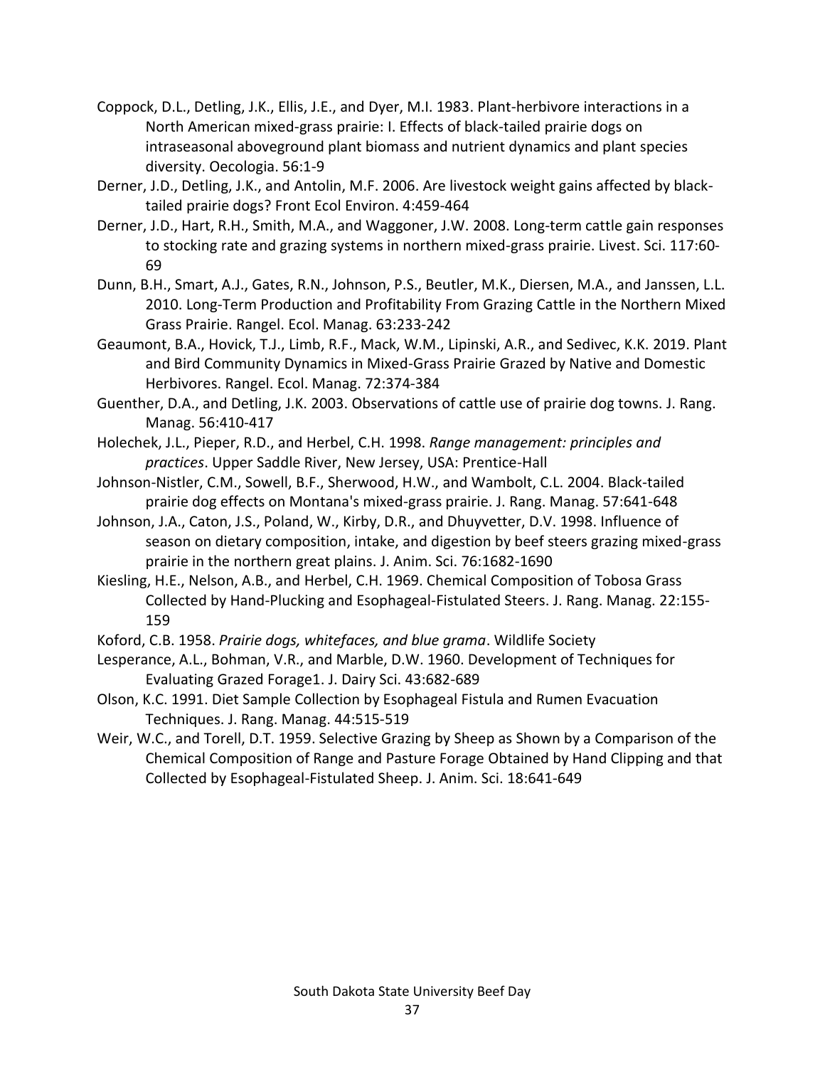Coppock, D.L., Detling, J.K., Ellis, J.E., and Dyer, M.I. 1983. Plant-herbivore interactions in a North American mixed-grass prairie: I. Effects of black-tailed prairie dogs on intraseasonal aboveground plant biomass and nutrient dynamics and plant species diversity. Oecologia. 56:1-9

Derner, J.D., Detling, J.K., and Antolin, M.F. 2006. Are livestock weight gains affected by black-tailed prairie dogs? Front Ecol Environ. 4:459-464

Derner, J.D., Hart, R.H., Smith, M.A., and Waggoner, J.W. 2008. Long-term cattle gain responses to stocking rate and grazing systems in northern mixed-grass prairie. Livest. Sci. 117:60-69

Dunn, B.H., Smart, A.J., Gates, R.N., Johnson, P.S., Beutler, M.K., Diersen, M.A., and Janssen, L.L. 2010. Long-Term Production and Profitability From Grazing Cattle in the Northern Mixed Grass Prairie. Rangel. Ecol. Manag. 63:233-242

Geaumont, B.A., Hovick, T.J., Limb, R.F., Mack, W.M., Lipinski, A.R., and Sedivec, K.K. 2019. Plant and Bird Community Dynamics in Mixed-Grass Prairie Grazed by Native and Domestic Herbivores. Rangel. Ecol. Manag. 72:374-384

Guenther, D.A., and Detling, J.K. 2003. Observations of cattle use of prairie dog towns. J. Rang. Manag. 56:410-417

Holechek, J.L., Pieper, R.D., and Herbel, C.H. 1998. *Range management: principles and practices*. Upper Saddle River, New Jersey, USA: Prentice-Hall

Johnson-Nistler, C.M., Sowell, B.F., Sherwood, H.W., and Wambolt, C.L. 2004. Black-tailed prairie dog effects on Montana's mixed-grass prairie. J. Rang. Manag. 57:641-648

Johnson, J.A., Caton, J.S., Poland, W., Kirby, D.R., and Dhuyvetter, D.V. 1998. Influence of season on dietary composition, intake, and digestion by beef steers grazing mixed-grass prairie in the northern great plains. J. Anim. Sci. 76:1682-1690

Kiesling, H.E., Nelson, A.B., and Herbel, C.H. 1969. Chemical Composition of Tobosa Grass Collected by Hand-Plucking and Esophageal-Fistulated Steers. J. Rang. Manag. 22:155-159

Koford, C.B. 1958. *Prairie dogs, whitefaces, and blue grama*. Wildlife Society

Lesperance, A.L., Bohman, V.R., and Marble, D.W. 1960. Development of Techniques for Evaluating Grazed Forage1. J. Dairy Sci. 43:682-689

Olson, K.C. 1991. Diet Sample Collection by Esophageal Fistula and Rumen Evacuation Techniques. J. Rang. Manag. 44:515-519

Weir, W.C., and Torell, D.T. 1959. Selective Grazing by Sheep as Shown by a Comparison of the Chemical Composition of Range and Pasture Forage Obtained by Hand Clipping and that Collected by Esophageal-Fistulated Sheep. J. Anim. Sci. 18:641-649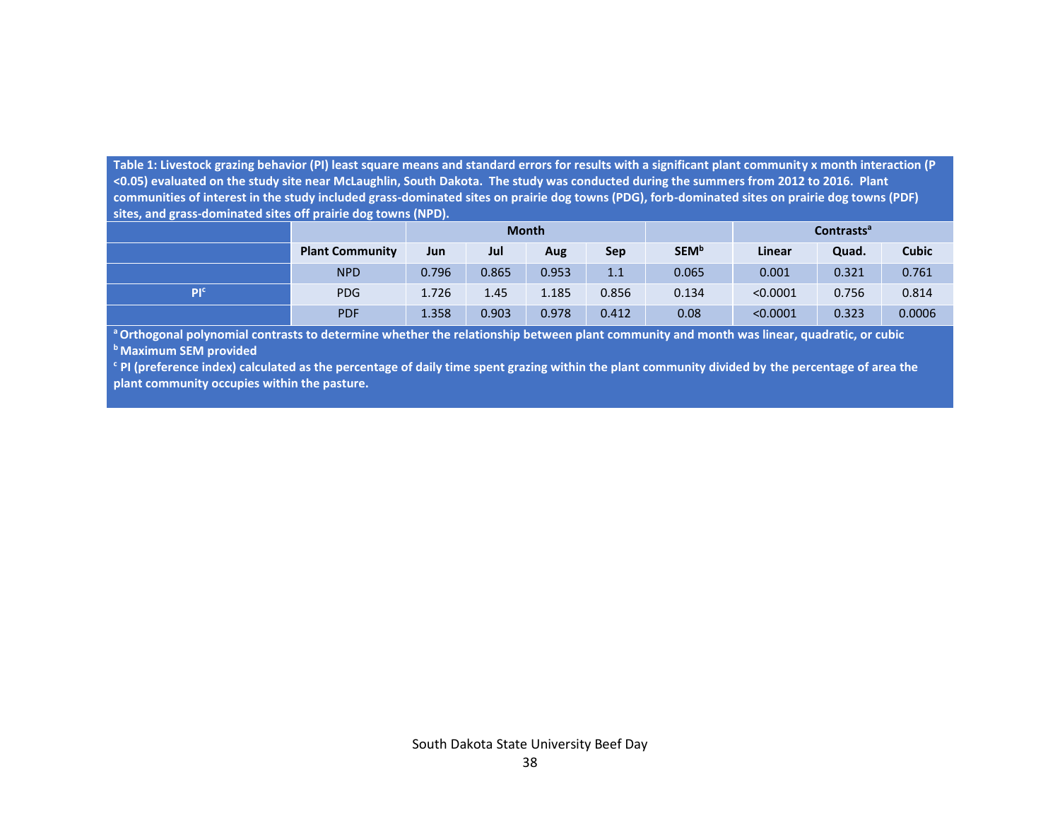**Table 1: Livestock grazing behavior (PI) least square means and standard errors for results with a significant plant community x month interaction (P <0.05) evaluated on the study site near McLaughlin, South Dakota. The study was conducted during the summers from 2012 to 2016. Plant communities of interest in the study included grass-dominated sites on prairie dog towns (PDG), forb-dominated sites on prairie dog towns (PDF) sites, and grass-dominated sites off prairie dog towns (NPD).**

| | | Month | | | | | Contrasts[a] | | |
|---|---|---|---|---|---|---|---|---|---|
| | **Plant Community** | **Jun** | **Jul** | **Aug** | **Sep** | **SEM[b]** | **Linear** | **Quad.** | **Cubic** |
| | NPD | 0.796 | 0.865 | 0.953 | 1.1 | 0.065 | 0.001 | 0.321 | 0.761 |
| PI[c] | PDG | 1.726 | 1.45 | 1.185 | 0.856 | 0.134 | <0.0001 | 0.756 | 0.814 |
| | PDF | 1.358 | 0.903 | 0.978 | 0.412 | 0.08 | <0.0001 | 0.323 | 0.0006 |

[a] Orthogonal polynomial contrasts to determine whether the relationship between plant community and month was linear, quadratic, or cubic

[b] Maximum SEM provided

[c] PI (preference index) calculated as the percentage of daily time spent grazing within the plant community divided by the percentage of area the plant community occupies within the pasture.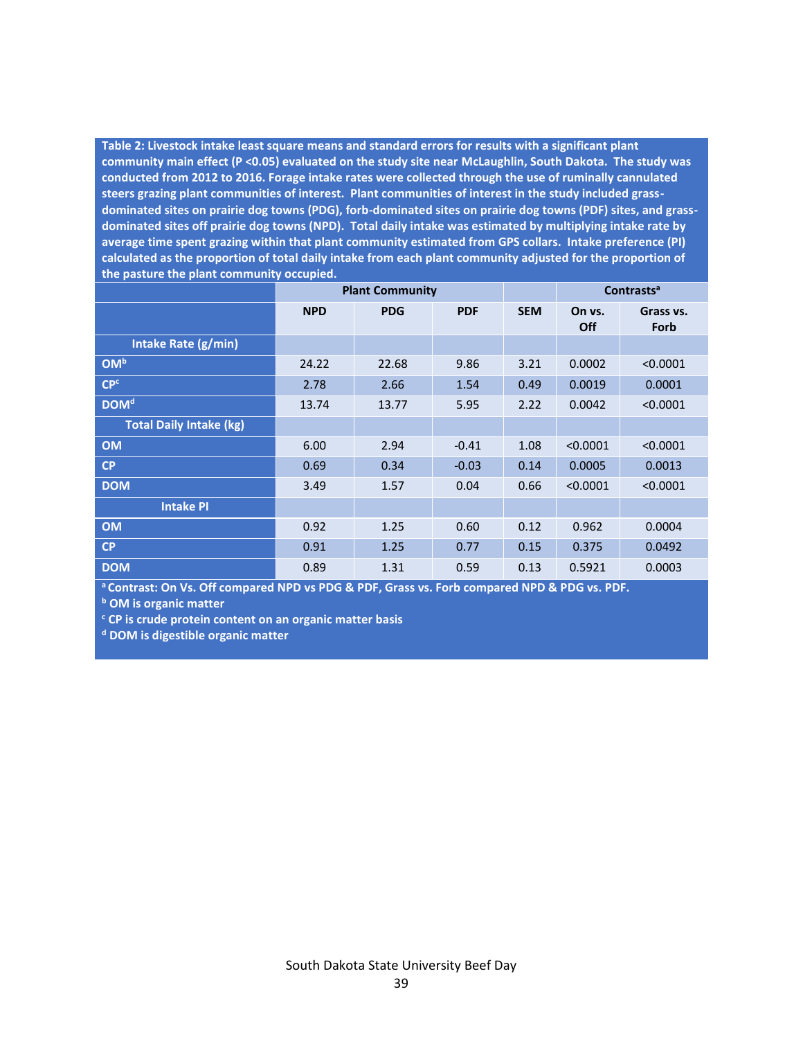**Table 2: Livestock intake least square means and standard errors for results with a significant plant community main effect (P <0.05) evaluated on the study site near McLaughlin, South Dakota. The study was conducted from 2012 to 2016. Forage intake rates were collected through the use of ruminally cannulated steers grazing plant communities of interest. Plant communities of interest in the study included grass-dominated sites on prairie dog towns (PDG), forb-dominated sites on prairie dog towns (PDF) sites, and grass-dominated sites off prairie dog towns (NPD). Total daily intake was estimated by multiplying intake rate by average time spent grazing within that plant community estimated from GPS collars. Intake preference (PI) calculated as the proportion of total daily intake from each plant community adjusted for the proportion of the pasture the plant community occupied.**

| | Plant Community | | | | Contrasts[a] | |
|---|---|---|---|---|---|---|
| | NPD | PDG | PDF | SEM | On vs. Off | Grass vs. Forb |
| **Intake Rate (g/min)** | | | | | | |
| OM[b] | 24.22 | 22.68 | 9.86 | 3.21 | 0.0002 | <0.0001 |
| CP[c] | 2.78 | 2.66 | 1.54 | 0.49 | 0.0019 | 0.0001 |
| DOM[d] | 13.74 | 13.77 | 5.95 | 2.22 | 0.0042 | <0.0001 |
| **Total Daily Intake (kg)** | | | | | | |
| OM | 6.00 | 2.94 | -0.41 | 1.08 | <0.0001 | <0.0001 |
| CP | 0.69 | 0.34 | -0.03 | 0.14 | 0.0005 | 0.0013 |
| DOM | 3.49 | 1.57 | 0.04 | 0.66 | <0.0001 | <0.0001 |
| **Intake PI** | | | | | | |
| OM | 0.92 | 1.25 | 0.60 | 0.12 | 0.962 | 0.0004 |
| CP | 0.91 | 1.25 | 0.77 | 0.15 | 0.375 | 0.0492 |
| DOM | 0.89 | 1.31 | 0.59 | 0.13 | 0.5921 | 0.0003 |

[a] Contrast: On Vs. Off compared NPD vs PDG & PDF, Grass vs. Forb compared NPD & PDG vs. PDF.

[b] OM is organic matter

[c] CP is crude protein content on an organic matter basis

[d] DOM is digestible organic matter